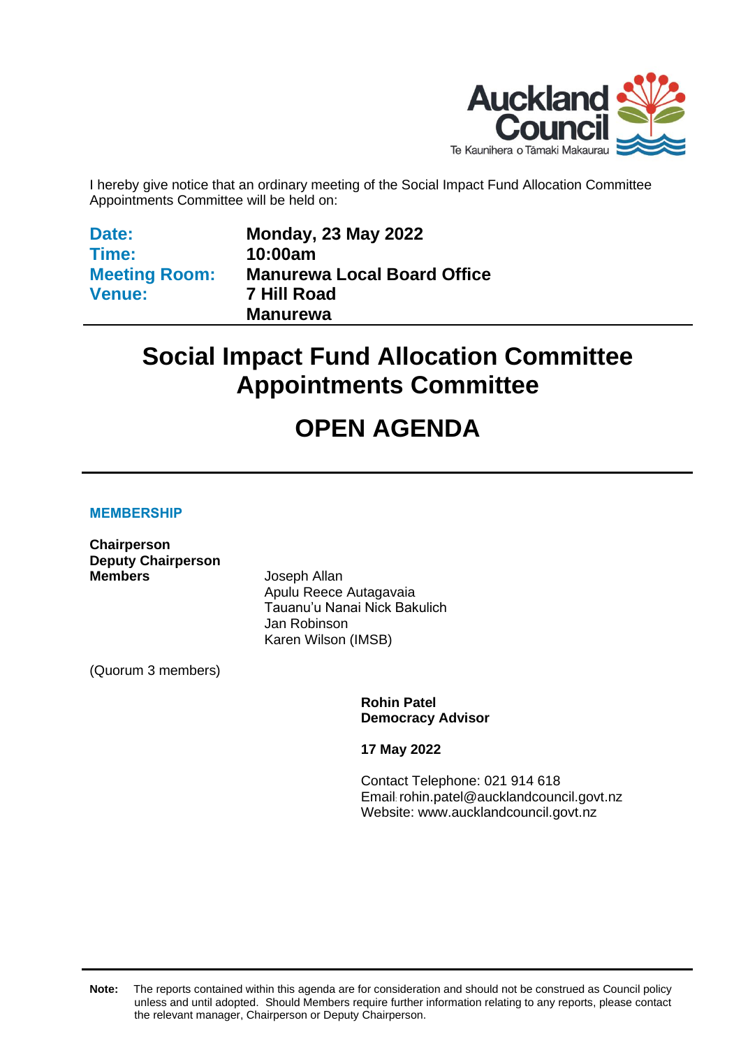Auckland Council
Te Kaunihera o Tāmaki Makaurau

I hereby give notice that an ordinary meeting of the Social Impact Fund Allocation Committee Appointments Committee will be held on:

| | |
|---|---|
| **Date:** | **Monday, 23 May 2022** |
| **Time:** | **10:00am** |
| **Meeting Room:** | **Manurewa Local Board Office** |
| **Venue:** | **7 Hill Road** |
| | **Manurewa** |

# Social Impact Fund Allocation Committee Appointments Committee

# OPEN AGENDA

## MEMBERSHIP

| | |
|---|---|
| **Chairperson** | |
| **Deputy Chairperson** | |
| **Members** | Joseph Allan |
| | Apulu Reece Autagavaia |
| | Tauanu'u Nanai Nick Bakulich |
| | Jan Robinson |
| | Karen Wilson (IMSB) |

(Quorum 3 members)

**Rohin Patel**
**Democracy Advisor**

**17 May 2022**

Contact Telephone: 021 914 618
Email: rohin.patel@aucklandcouncil.govt.nz
Website: www.aucklandcouncil.govt.nz

**Note:** The reports contained within this agenda are for consideration and should not be construed as Council policy unless and until adopted. Should Members require further information relating to any reports, please contact the relevant manager, Chairperson or Deputy Chairperson.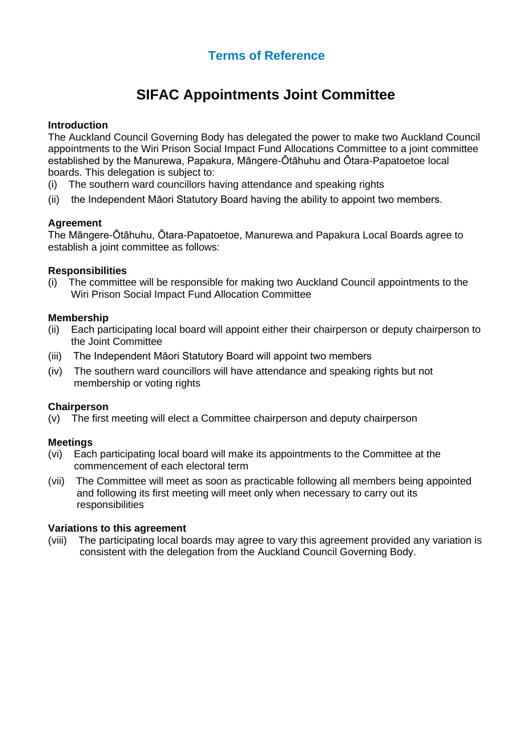## Terms of Reference

# SIFAC Appointments Joint Committee

**Introduction**

The Auckland Council Governing Body has delegated the power to make two Auckland Council appointments to the Wiri Prison Social Impact Fund Allocations Committee to a joint committee established by the Manurewa, Papakura, Māngere-Ōtāhuhu and Ōtara-Papatoetoe local boards. This delegation is subject to:

(i) The southern ward councillors having attendance and speaking rights

(ii) the Independent Māori Statutory Board having the ability to appoint two members.

**Agreement**

The Māngere-Ōtāhuhu, Ōtara-Papatoetoe, Manurewa and Papakura Local Boards agree to establish a joint committee as follows:

**Responsibilities**

(i) The committee will be responsible for making two Auckland Council appointments to the Wiri Prison Social Impact Fund Allocation Committee

**Membership**

(ii) Each participating local board will appoint either their chairperson or deputy chairperson to the Joint Committee

(iii) The Independent Māori Statutory Board will appoint two members

(iv) The southern ward councillors will have attendance and speaking rights but not membership or voting rights

**Chairperson**

(v) The first meeting will elect a Committee chairperson and deputy chairperson

**Meetings**

(vi) Each participating local board will make its appointments to the Committee at the commencement of each electoral term

(vii) The Committee will meet as soon as practicable following all members being appointed and following its first meeting will meet only when necessary to carry out its responsibilities

**Variations to this agreement**

(viii) The participating local boards may agree to vary this agreement provided any variation is consistent with the delegation from the Auckland Council Governing Body.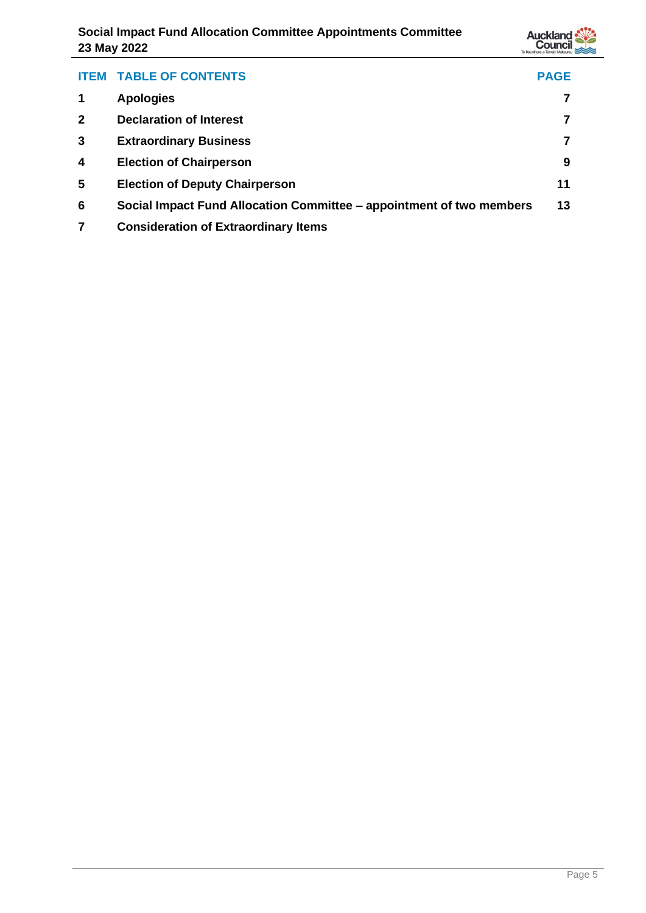| ITEM | TABLE OF CONTENTS | PAGE |
|---|---|---|
| 1 | **Apologies** | 7 |
| 2 | **Declaration of Interest** | 7 |
| 3 | **Extraordinary Business** | 7 |
| 4 | **Election of Chairperson** | 9 |
| 5 | **Election of Deputy Chairperson** | 11 |
| 6 | **Social Impact Fund Allocation Committee – appointment of two members** | 13 |
| 7 | **Consideration of Extraordinary Items** | |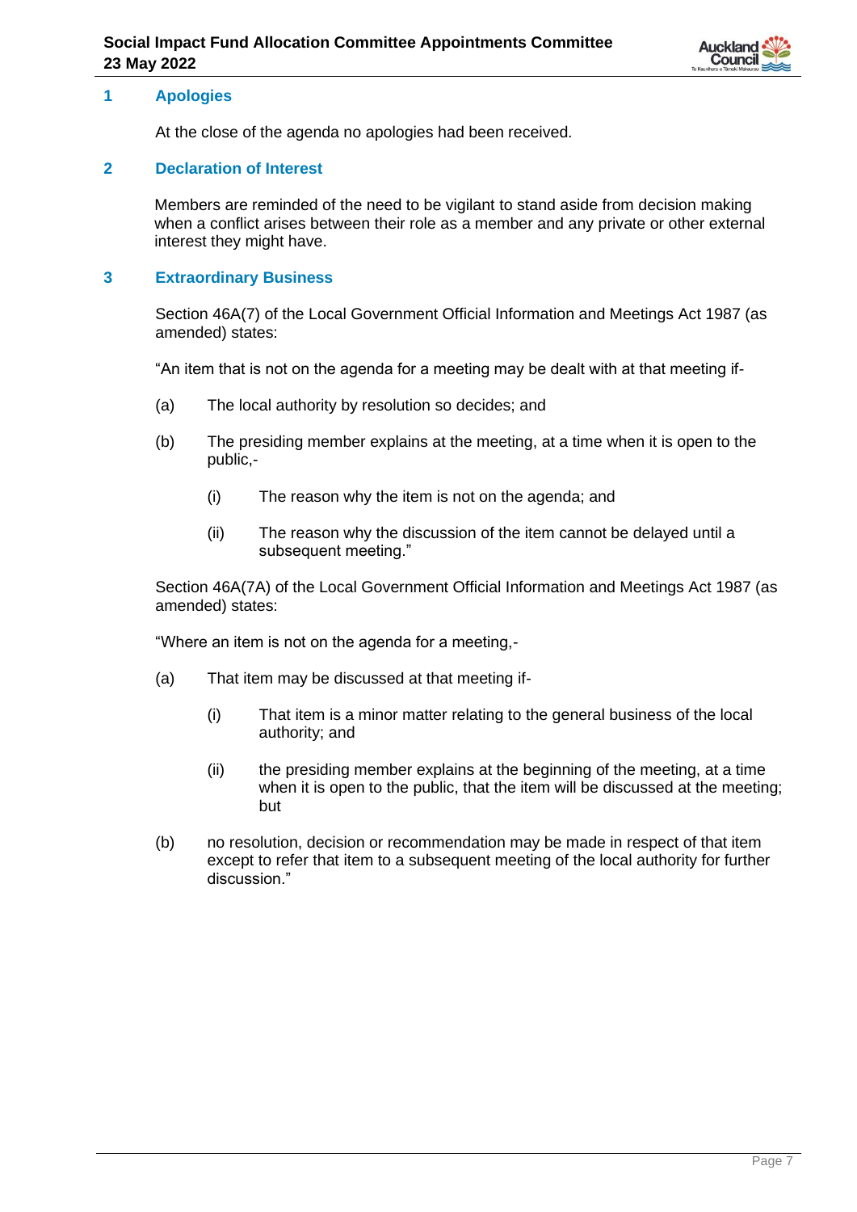## 1 Apologies

At the close of the agenda no apologies had been received.

## 2 Declaration of Interest

Members are reminded of the need to be vigilant to stand aside from decision making when a conflict arises between their role as a member and any private or other external interest they might have.

## 3 Extraordinary Business

Section 46A(7) of the Local Government Official Information and Meetings Act 1987 (as amended) states:

"An item that is not on the agenda for a meeting may be dealt with at that meeting if-

(a) The local authority by resolution so decides; and

(b) The presiding member explains at the meeting, at a time when it is open to the public,-

  (i) The reason why the item is not on the agenda; and

  (ii) The reason why the discussion of the item cannot be delayed until a subsequent meeting."

Section 46A(7A) of the Local Government Official Information and Meetings Act 1987 (as amended) states:

"Where an item is not on the agenda for a meeting,-

(a) That item may be discussed at that meeting if-

  (i) That item is a minor matter relating to the general business of the local authority; and

  (ii) the presiding member explains at the beginning of the meeting, at a time when it is open to the public, that the item will be discussed at the meeting; but

(b) no resolution, decision or recommendation may be made in respect of that item except to refer that item to a subsequent meeting of the local authority for further discussion."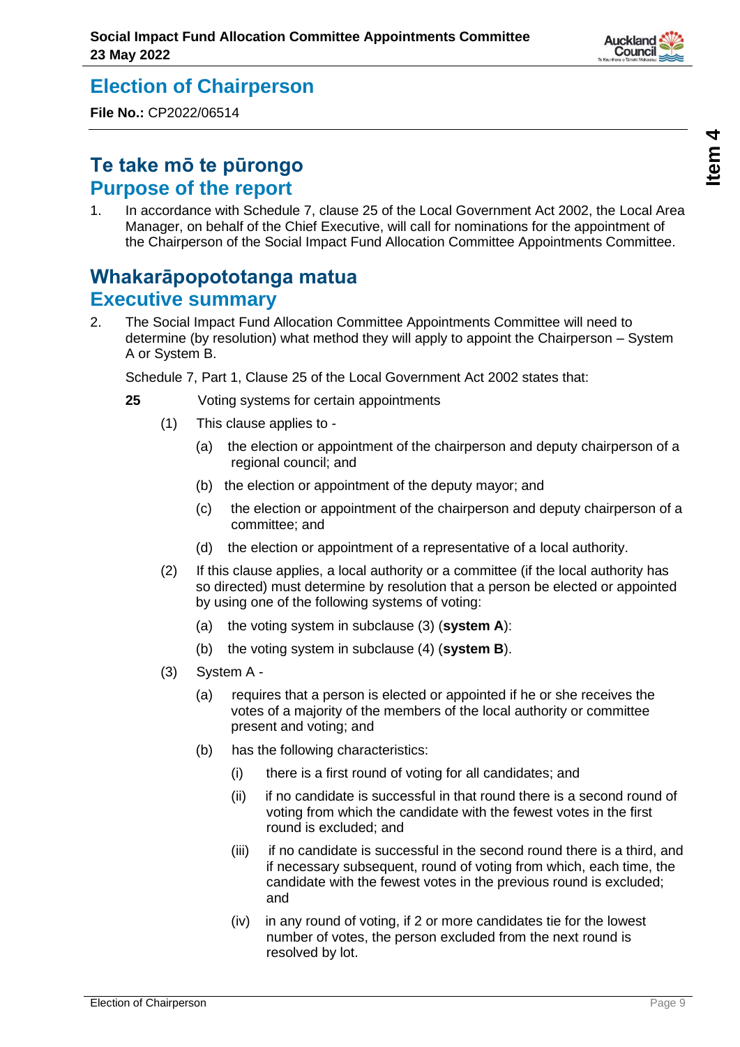# Election of Chairperson

**File No.:** CP2022/06514

## Te take mō te pūrongo
## Purpose of the report

1. In accordance with Schedule 7, clause 25 of the Local Government Act 2002, the Local Area Manager, on behalf of the Chief Executive, will call for nominations for the appointment of the Chairperson of the Social Impact Fund Allocation Committee Appointments Committee.

## Whakarāpopototanga matua
## Executive summary

2. The Social Impact Fund Allocation Committee Appointments Committee will need to determine (by resolution) what method they will apply to appoint the Chairperson – System A or System B.

   Schedule 7, Part 1, Clause 25 of the Local Government Act 2002 states that:

   **25** Voting systems for certain appointments

   (1) This clause applies to -

   (a) the election or appointment of the chairperson and deputy chairperson of a regional council; and

   (b) the election or appointment of the deputy mayor; and

   (c) the election or appointment of the chairperson and deputy chairperson of a committee; and

   (d) the election or appointment of a representative of a local authority.

   (2) If this clause applies, a local authority or a committee (if the local authority has so directed) must determine by resolution that a person be elected or appointed by using one of the following systems of voting:

   (a) the voting system in subclause (3) (**system A**):

   (b) the voting system in subclause (4) (**system B**).

   (3) System A -

   (a) requires that a person is elected or appointed if he or she receives the votes of a majority of the members of the local authority or committee present and voting; and

   (b) has the following characteristics:

   (i) there is a first round of voting for all candidates; and

   (ii) if no candidate is successful in that round there is a second round of voting from which the candidate with the fewest votes in the first round is excluded; and

   (iii) if no candidate is successful in the second round there is a third, and if necessary subsequent, round of voting from which, each time, the candidate with the fewest votes in the previous round is excluded; and

   (iv) in any round of voting, if 2 or more candidates tie for the lowest number of votes, the person excluded from the next round is resolved by lot.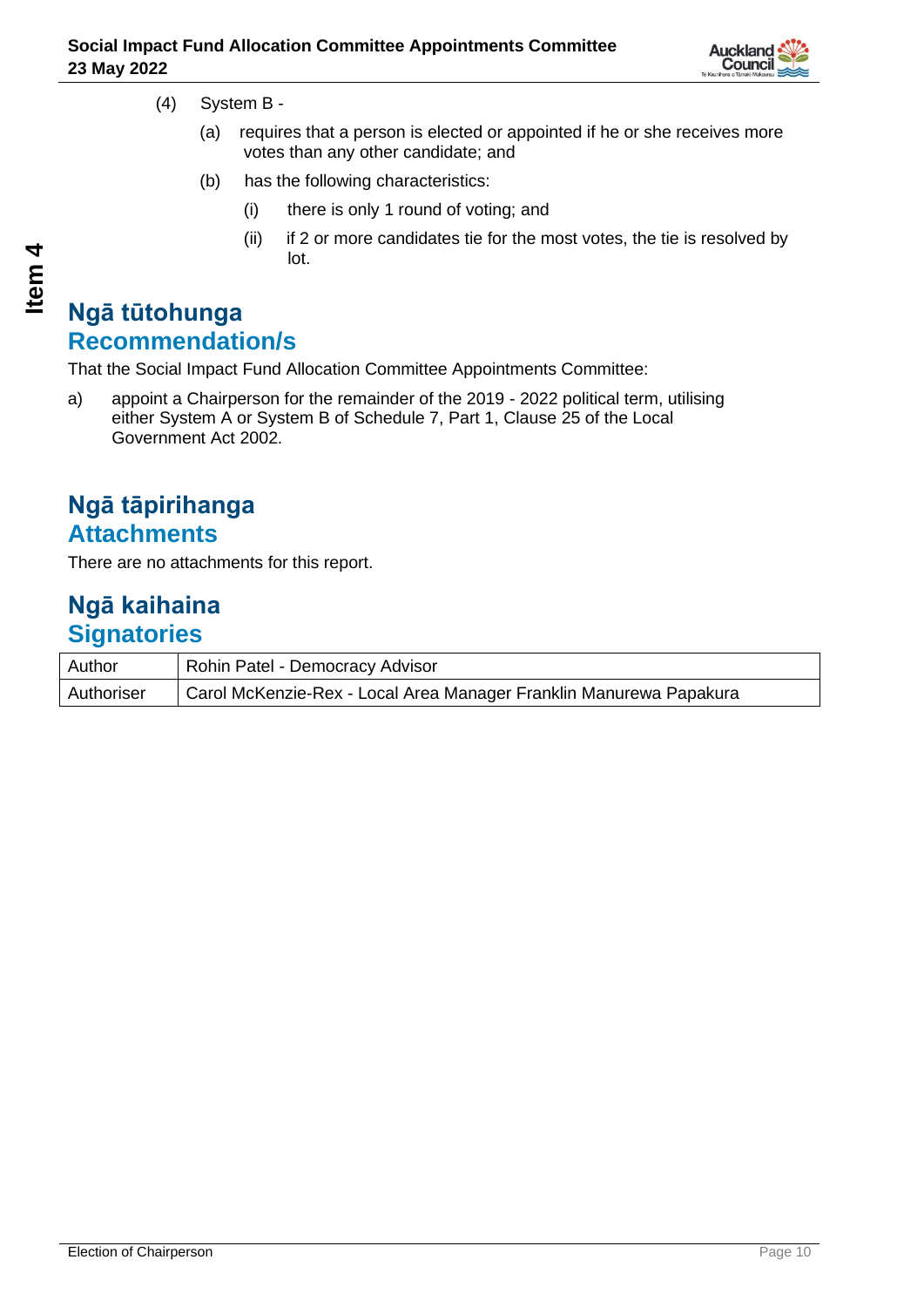(4) System B -

  (a) requires that a person is elected or appointed if he or she receives more votes than any other candidate; and

  (b) has the following characteristics:

    (i) there is only 1 round of voting; and

    (ii) if 2 or more candidates tie for the most votes, the tie is resolved by lot.

## Ngā tūtohunga
## Recommendation/s

That the Social Impact Fund Allocation Committee Appointments Committee:

a) appoint a Chairperson for the remainder of the 2019 - 2022 political term, utilising either System A or System B of Schedule 7, Part 1, Clause 25 of the Local Government Act 2002.

## Ngā tāpirihanga
## Attachments

There are no attachments for this report.

## Ngā kaihaina
## Signatories

| | |
|---|---|
| Author | Rohin Patel - Democracy Advisor |
| Authoriser | Carol McKenzie-Rex - Local Area Manager Franklin Manurewa Papakura |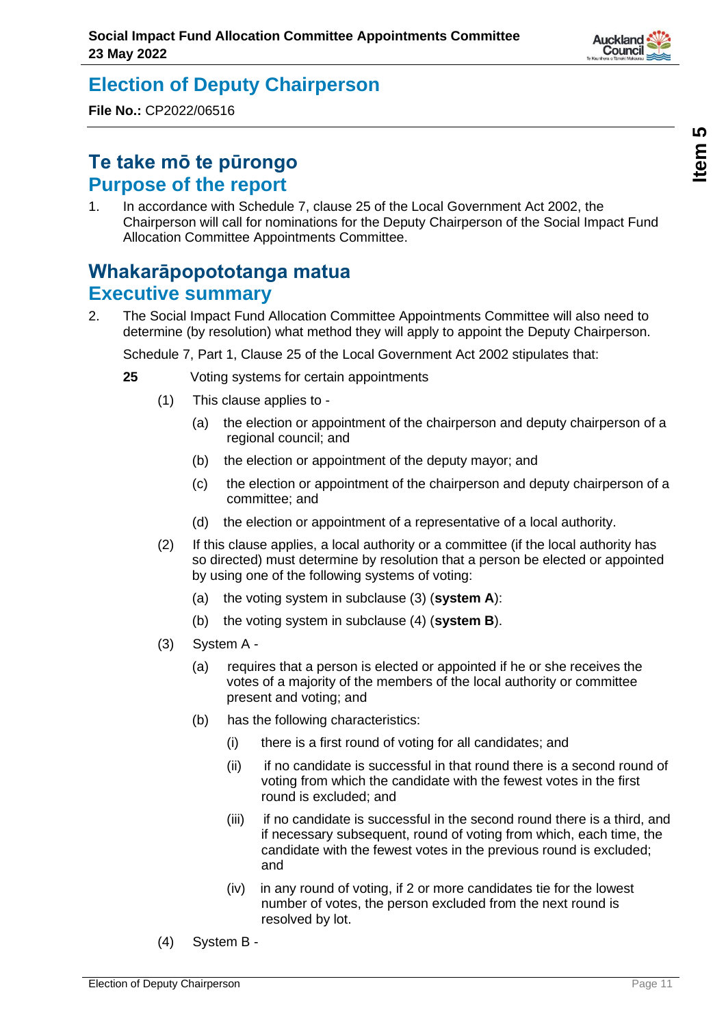# Election of Deputy Chairperson

**File No.:** CP2022/06516

## Te take mō te pūrongo
## Purpose of the report

1. In accordance with Schedule 7, clause 25 of the Local Government Act 2002, the Chairperson will call for nominations for the Deputy Chairperson of the Social Impact Fund Allocation Committee Appointments Committee.

## Whakarāpopototanga matua
## Executive summary

2. The Social Impact Fund Allocation Committee Appointments Committee will also need to determine (by resolution) what method they will apply to appoint the Deputy Chairperson.

   Schedule 7, Part 1, Clause 25 of the Local Government Act 2002 stipulates that:

   **25** Voting systems for certain appointments

   (1) This clause applies to -

   (a) the election or appointment of the chairperson and deputy chairperson of a regional council; and

   (b) the election or appointment of the deputy mayor; and

   (c) the election or appointment of the chairperson and deputy chairperson of a committee; and

   (d) the election or appointment of a representative of a local authority.

   (2) If this clause applies, a local authority or a committee (if the local authority has so directed) must determine by resolution that a person be elected or appointed by using one of the following systems of voting:

   (a) the voting system in subclause (3) (**system A**):

   (b) the voting system in subclause (4) (**system B**).

   (3) System A -

   (a) requires that a person is elected or appointed if he or she receives the votes of a majority of the members of the local authority or committee present and voting; and

   (b) has the following characteristics:

   (i) there is a first round of voting for all candidates; and

   (ii) if no candidate is successful in that round there is a second round of voting from which the candidate with the fewest votes in the first round is excluded; and

   (iii) if no candidate is successful in the second round there is a third, and if necessary subsequent, round of voting from which, each time, the candidate with the fewest votes in the previous round is excluded; and

   (iv) in any round of voting, if 2 or more candidates tie for the lowest number of votes, the person excluded from the next round is resolved by lot.

   (4) System B -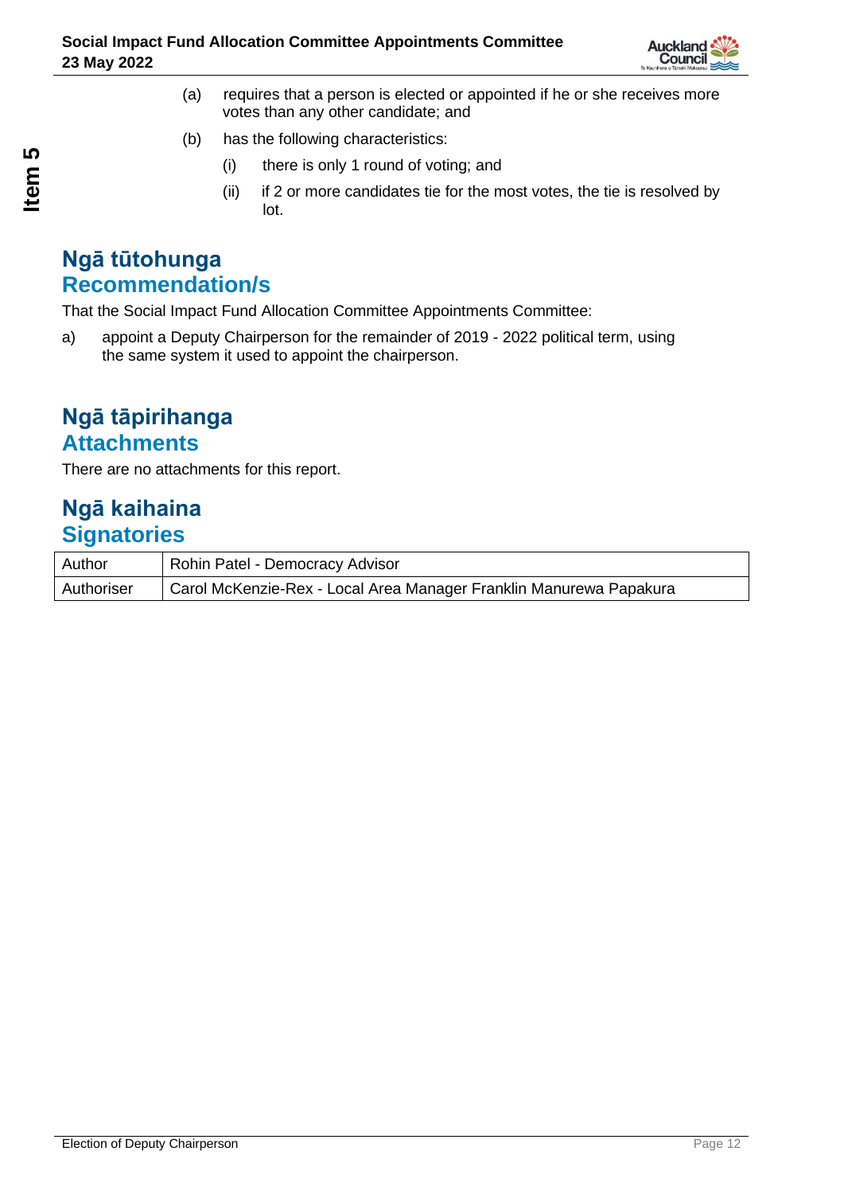(a) requires that a person is elected or appointed if he or she receives more votes than any other candidate; and

(b) has the following characteristics:

   (i) there is only 1 round of voting; and

   (ii) if 2 or more candidates tie for the most votes, the tie is resolved by lot.

## Ngā tūtohunga
## Recommendation/s

That the Social Impact Fund Allocation Committee Appointments Committee:

a) appoint a Deputy Chairperson for the remainder of 2019 - 2022 political term, using the same system it used to appoint the chairperson.

## Ngā tāpirihanga
## Attachments

There are no attachments for this report.

## Ngā kaihaina
## Signatories

| Author | Rohin Patel - Democracy Advisor |
|---|---|
| Authoriser | Carol McKenzie-Rex - Local Area Manager Franklin Manurewa Papakura |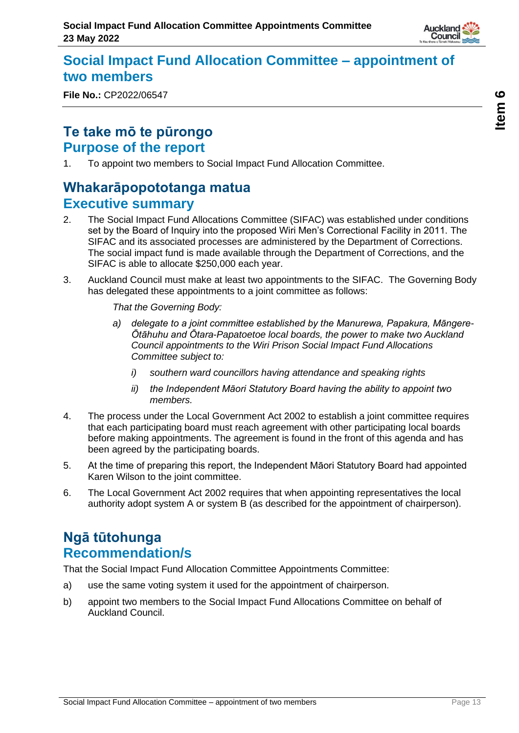# Social Impact Fund Allocation Committee – appointment of two members

**File No.:** CP2022/06547

## Te take mō te pūrongo
## Purpose of the report

1. To appoint two members to Social Impact Fund Allocation Committee.

## Whakarāpopototanga matua
## Executive summary

2. The Social Impact Fund Allocations Committee (SIFAC) was established under conditions set by the Board of Inquiry into the proposed Wiri Men's Correctional Facility in 2011. The SIFAC and its associated processes are administered by the Department of Corrections. The social impact fund is made available through the Department of Corrections, and the SIFAC is able to allocate $250,000 each year.

3. Auckland Council must make at least two appointments to the SIFAC. The Governing Body has delegated these appointments to a joint committee as follows:

   *That the Governing Body:*

   *a) delegate to a joint committee established by the Manurewa, Papakura, Māngere-Ōtāhuhu and Ōtara-Papatoetoe local boards, the power to make two Auckland Council appointments to the Wiri Prison Social Impact Fund Allocations Committee subject to:*

      *i) southern ward councillors having attendance and speaking rights*

      *ii) the Independent Māori Statutory Board having the ability to appoint two members.*

4. The process under the Local Government Act 2002 to establish a joint committee requires that each participating board must reach agreement with other participating local boards before making appointments. The agreement is found in the front of this agenda and has been agreed by the participating boards.

5. At the time of preparing this report, the Independent Māori Statutory Board had appointed Karen Wilson to the joint committee.

6. The Local Government Act 2002 requires that when appointing representatives the local authority adopt system A or system B (as described for the appointment of chairperson).

## Ngā tūtohunga
## Recommendation/s

That the Social Impact Fund Allocation Committee Appointments Committee:

a) use the same voting system it used for the appointment of chairperson.

b) appoint two members to the Social Impact Fund Allocations Committee on behalf of Auckland Council.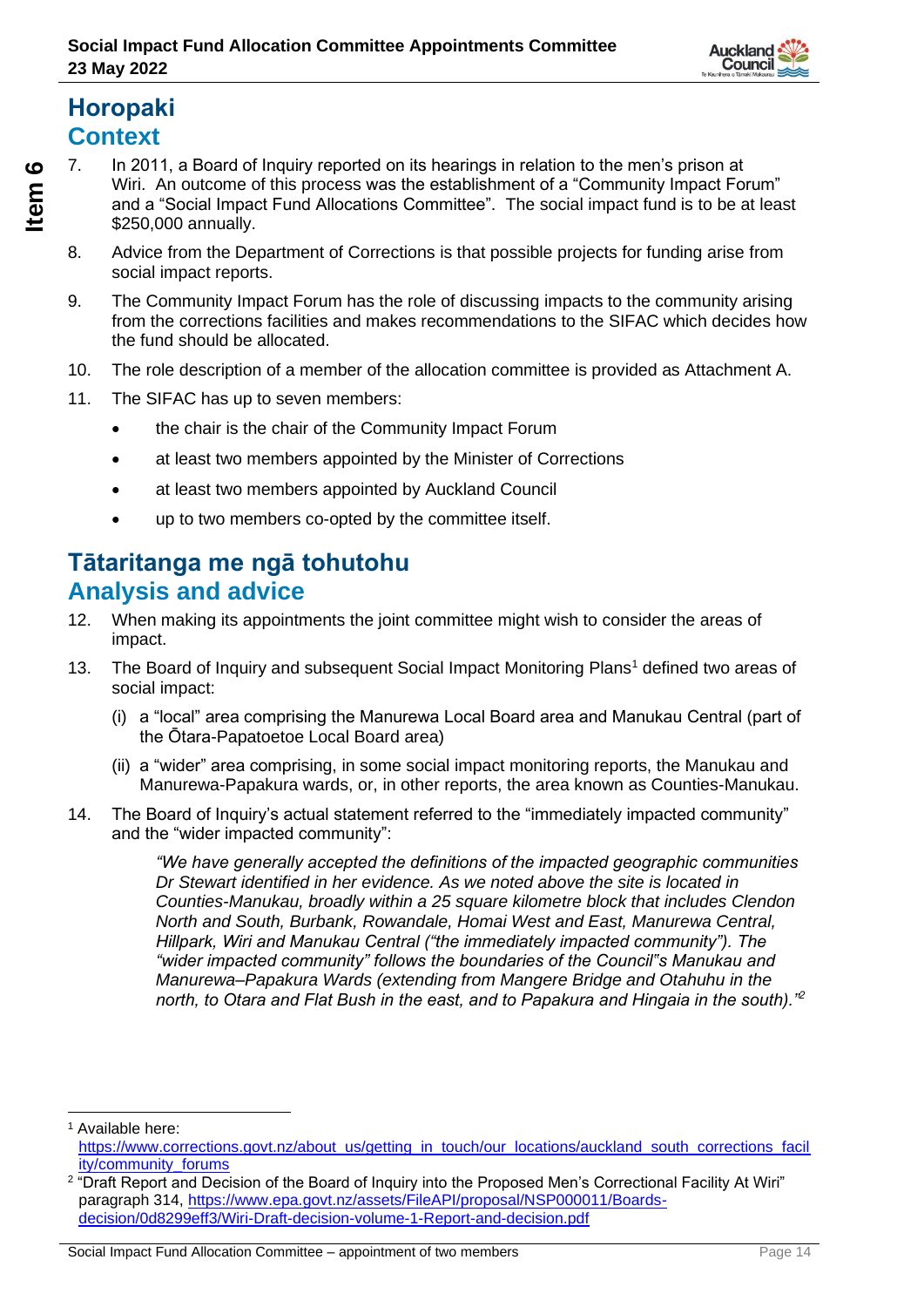## Horopaki
## Context

7. In 2011, a Board of Inquiry reported on its hearings in relation to the men's prison at Wiri. An outcome of this process was the establishment of a "Community Impact Forum" and a "Social Impact Fund Allocations Committee". The social impact fund is to be at least $250,000 annually.

8. Advice from the Department of Corrections is that possible projects for funding arise from social impact reports.

9. The Community Impact Forum has the role of discussing impacts to the community arising from the corrections facilities and makes recommendations to the SIFAC which decides how the fund should be allocated.

10. The role description of a member of the allocation committee is provided as Attachment A.

11. The SIFAC has up to seven members:
    - the chair is the chair of the Community Impact Forum
    - at least two members appointed by the Minister of Corrections
    - at least two members appointed by Auckland Council
    - up to two members co-opted by the committee itself.

## Tātaritanga me ngā tohutohu
## Analysis and advice

12. When making its appointments the joint committee might wish to consider the areas of impact.

13. The Board of Inquiry and subsequent Social Impact Monitoring Plans[1] defined two areas of social impact:
    (i) a "local" area comprising the Manurewa Local Board area and Manukau Central (part of the Ōtara-Papatoetoe Local Board area)
    (ii) a "wider" area comprising, in some social impact monitoring reports, the Manukau and Manurewa-Papakura wards, or, in other reports, the area known as Counties-Manukau.

14. The Board of Inquiry's actual statement referred to the "immediately impacted community" and the "wider impacted community":

> *"We have generally accepted the definitions of the impacted geographic communities Dr Stewart identified in her evidence. As we noted above the site is located in Counties-Manukau, broadly within a 25 square kilometre block that includes Clendon North and South, Burbank, Rowandale, Homai West and East, Manurewa Central, Hillpark, Wiri and Manukau Central ("the immediately impacted community"). The "wider impacted community" follows the boundaries of the Council"s Manukau and Manurewa–Papakura Wards (extending from Mangere Bridge and Otahuhu in the north, to Otara and Flat Bush in the east, and to Papakura and Hingaia in the south)."*[2]

---

[1] Available here: https://www.corrections.govt.nz/about_us/getting_in_touch/our_locations/auckland_south_corrections_facility/community_forums

[2] "Draft Report and Decision of the Board of Inquiry into the Proposed Men's Correctional Facility At Wiri" paragraph 314, https://www.epa.govt.nz/assets/FileAPI/proposal/NSP000011/Boards-decision/0d8299eff3/Wiri-Draft-decision-volume-1-Report-and-decision.pdf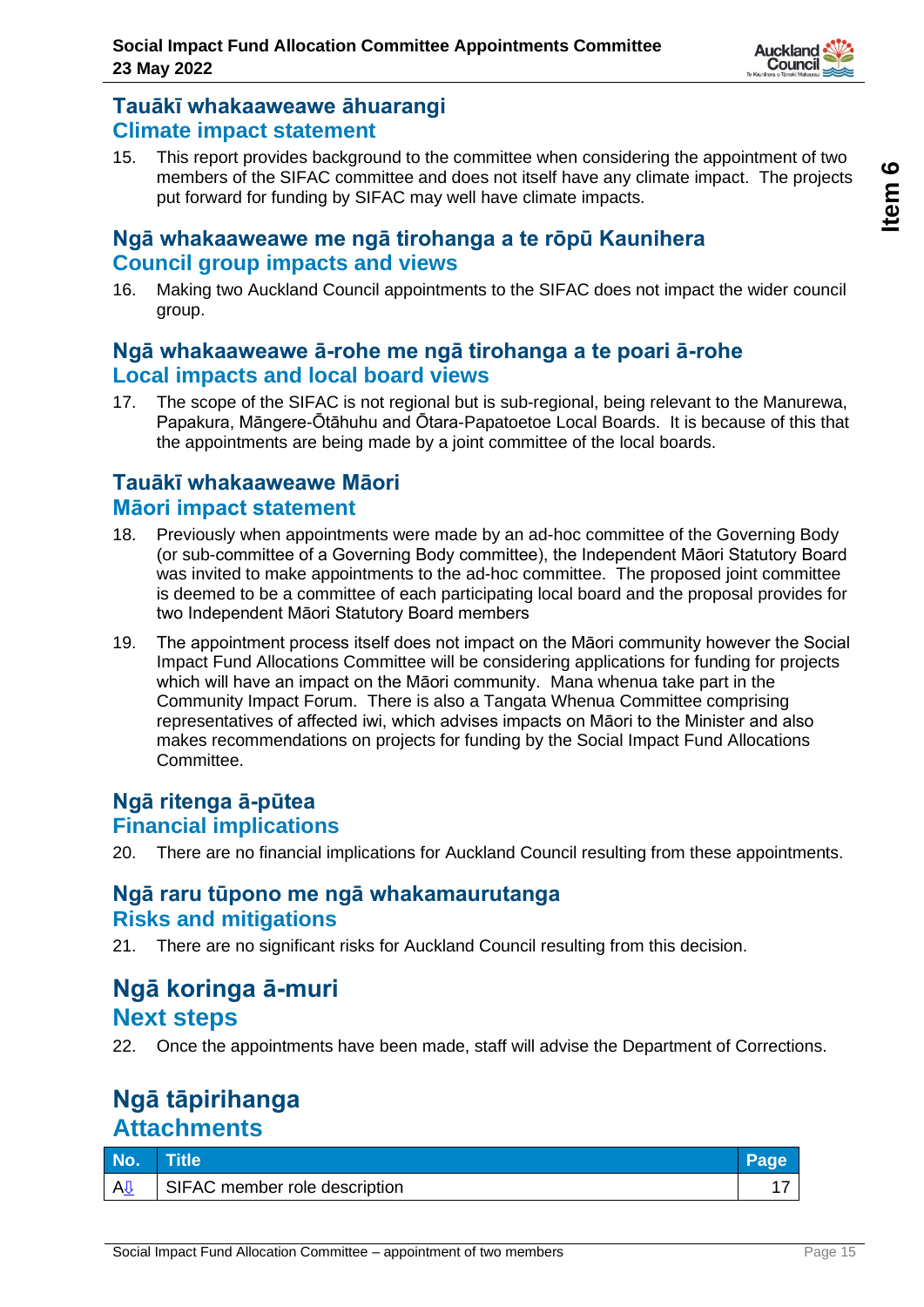## Tauākī whakaaweawe āhuarangi
## Climate impact statement

15. This report provides background to the committee when considering the appointment of two members of the SIFAC committee and does not itself have any climate impact. The projects put forward for funding by SIFAC may well have climate impacts.

## Ngā whakaaweawe me ngā tirohanga a te rōpū Kaunihera
## Council group impacts and views

16. Making two Auckland Council appointments to the SIFAC does not impact the wider council group.

## Ngā whakaaweawe ā-rohe me ngā tirohanga a te poari ā-rohe
## Local impacts and local board views

17. The scope of the SIFAC is not regional but is sub-regional, being relevant to the Manurewa, Papakura, Māngere-Ōtāhuhu and Ōtara-Papatoetoe Local Boards. It is because of this that the appointments are being made by a joint committee of the local boards.

## Tauākī whakaaweawe Māori
## Māori impact statement

18. Previously when appointments were made by an ad-hoc committee of the Governing Body (or sub-committee of a Governing Body committee), the Independent Māori Statutory Board was invited to make appointments to the ad-hoc committee. The proposed joint committee is deemed to be a committee of each participating local board and the proposal provides for two Independent Māori Statutory Board members

19. The appointment process itself does not impact on the Māori community however the Social Impact Fund Allocations Committee will be considering applications for funding for projects which will have an impact on the Māori community. Mana whenua take part in the Community Impact Forum. There is also a Tangata Whenua Committee comprising representatives of affected iwi, which advises impacts on Māori to the Minister and also makes recommendations on projects for funding by the Social Impact Fund Allocations Committee.

## Ngā ritenga ā-pūtea
## Financial implications

20. There are no financial implications for Auckland Council resulting from these appointments.

## Ngā raru tūpono me ngā whakamaurutanga
## Risks and mitigations

21. There are no significant risks for Auckland Council resulting from this decision.

# Ngā koringa ā-muri
# Next steps

22. Once the appointments have been made, staff will advise the Department of Corrections.

# Ngā tāpirihanga
# Attachments

| No. | Title | Page |
|---|---|---|
| A⇩ | SIFAC member role description | 17 |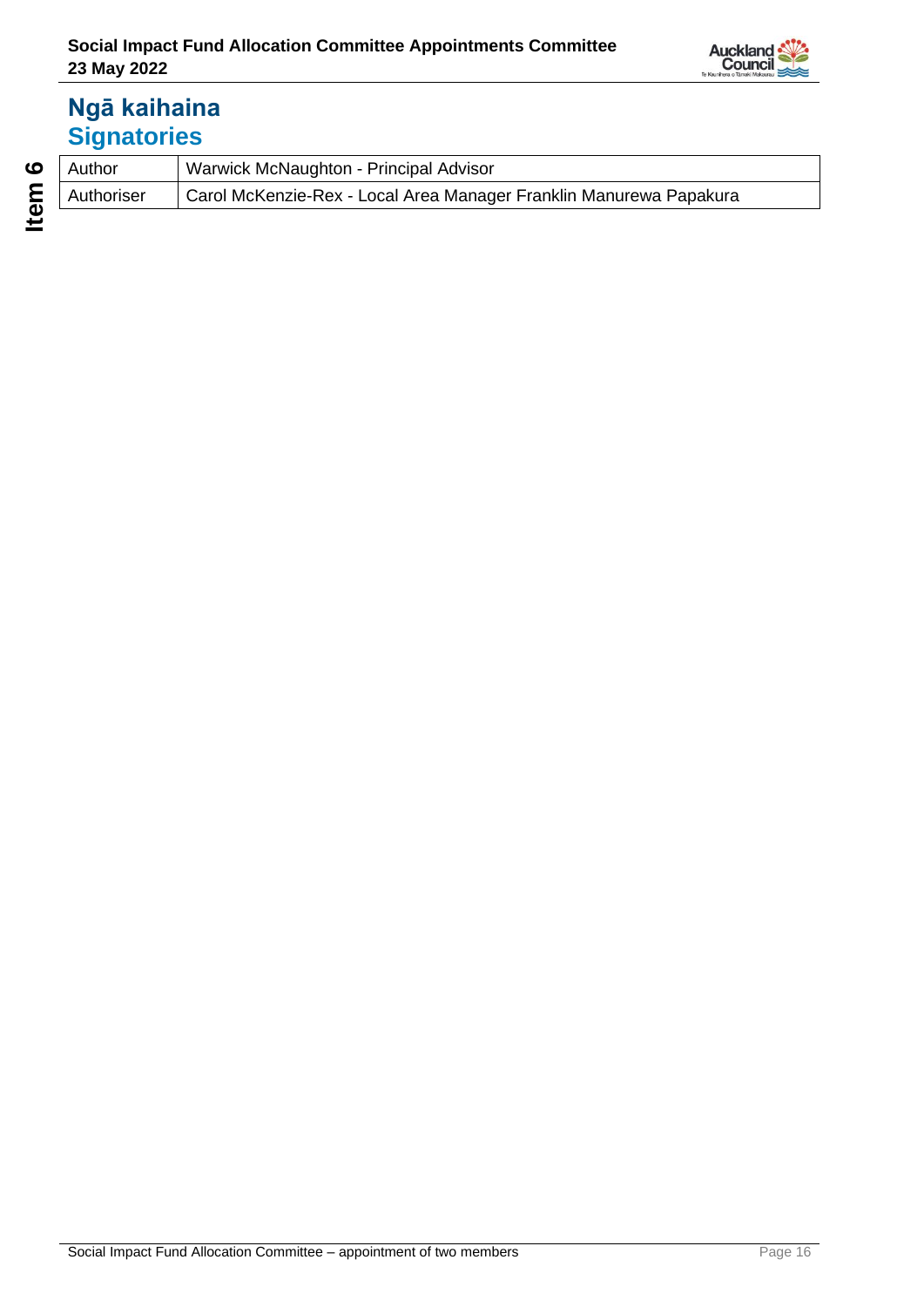## Ngā kaihaina
## Signatories

| | |
|---|---|
| Author | Warwick McNaughton - Principal Advisor |
| Authoriser | Carol McKenzie-Rex - Local Area Manager Franklin Manurewa Papakura |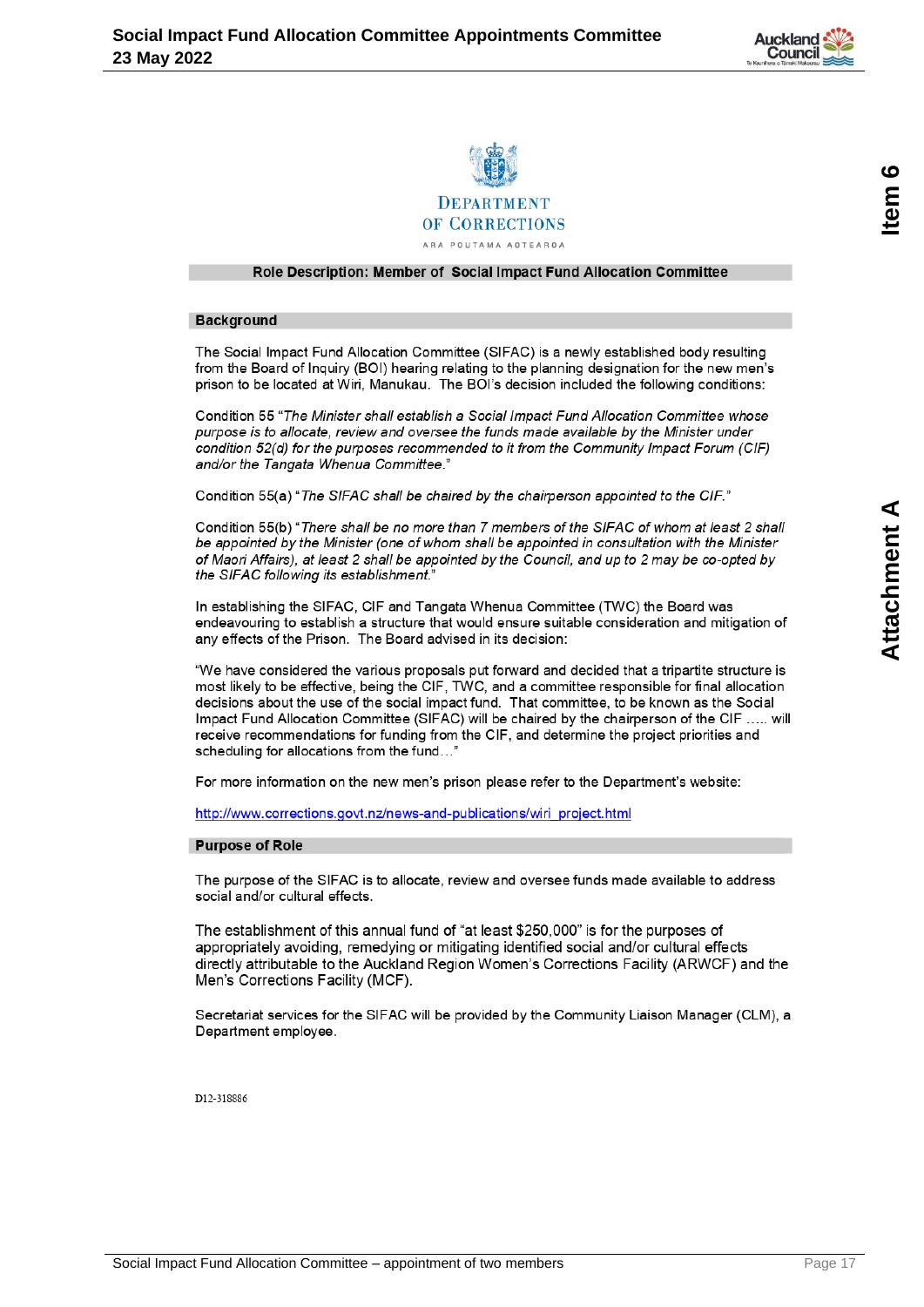DEPARTMENT OF CORRECTIONS

ARA POUTAMA AOTEAROA

## Role Description: Member of Social Impact Fund Allocation Committee

### Background

The Social Impact Fund Allocation Committee (SIFAC) is a newly established body resulting from the Board of Inquiry (BOI) hearing relating to the planning designation for the new men's prison to be located at Wiri, Manukau. The BOI's decision included the following conditions:

Condition 55 "*The Minister shall establish a Social Impact Fund Allocation Committee whose purpose is to allocate, review and oversee the funds made available by the Minister under condition 52(d) for the purposes recommended to it from the Community Impact Forum (CIF) and/or the Tangata Whenua Committee.*"

Condition 55(a) "*The SIFAC shall be chaired by the chairperson appointed to the CIF.*"

Condition 55(b) "*There shall be no more than 7 members of the SIFAC of whom at least 2 shall be appointed by the Minister (one of whom shall be appointed in consultation with the Minister of Maori Affairs), at least 2 shall be appointed by the Council, and up to 2 may be co-opted by the SIFAC following its establishment.*"

In establishing the SIFAC, CIF and Tangata Whenua Committee (TWC) the Board was endeavouring to establish a structure that would ensure suitable consideration and mitigation of any effects of the Prison. The Board advised in its decision:

"We have considered the various proposals put forward and decided that a tripartite structure is most likely to be effective, being the CIF, TWC, and a committee responsible for final allocation decisions about the use of the social impact fund. That committee, to be known as the Social Impact Fund Allocation Committee (SIFAC) will be chaired by the chairperson of the CIF ….. will receive recommendations for funding from the CIF, and determine the project priorities and scheduling for allocations from the fund…"

For more information on the new men's prison please refer to the Department's website:

http://www.corrections.govt.nz/news-and-publications/wiri_project.html

### Purpose of Role

The purpose of the SIFAC is to allocate, review and oversee funds made available to address social and/or cultural effects.

The establishment of this annual fund of "at least $250,000" is for the purposes of appropriately avoiding, remedying or mitigating identified social and/or cultural effects directly attributable to the Auckland Region Women's Corrections Facility (ARWCF) and the Men's Corrections Facility (MCF).

Secretariat services for the SIFAC will be provided by the Community Liaison Manager (CLM), a Department employee.

D12-318886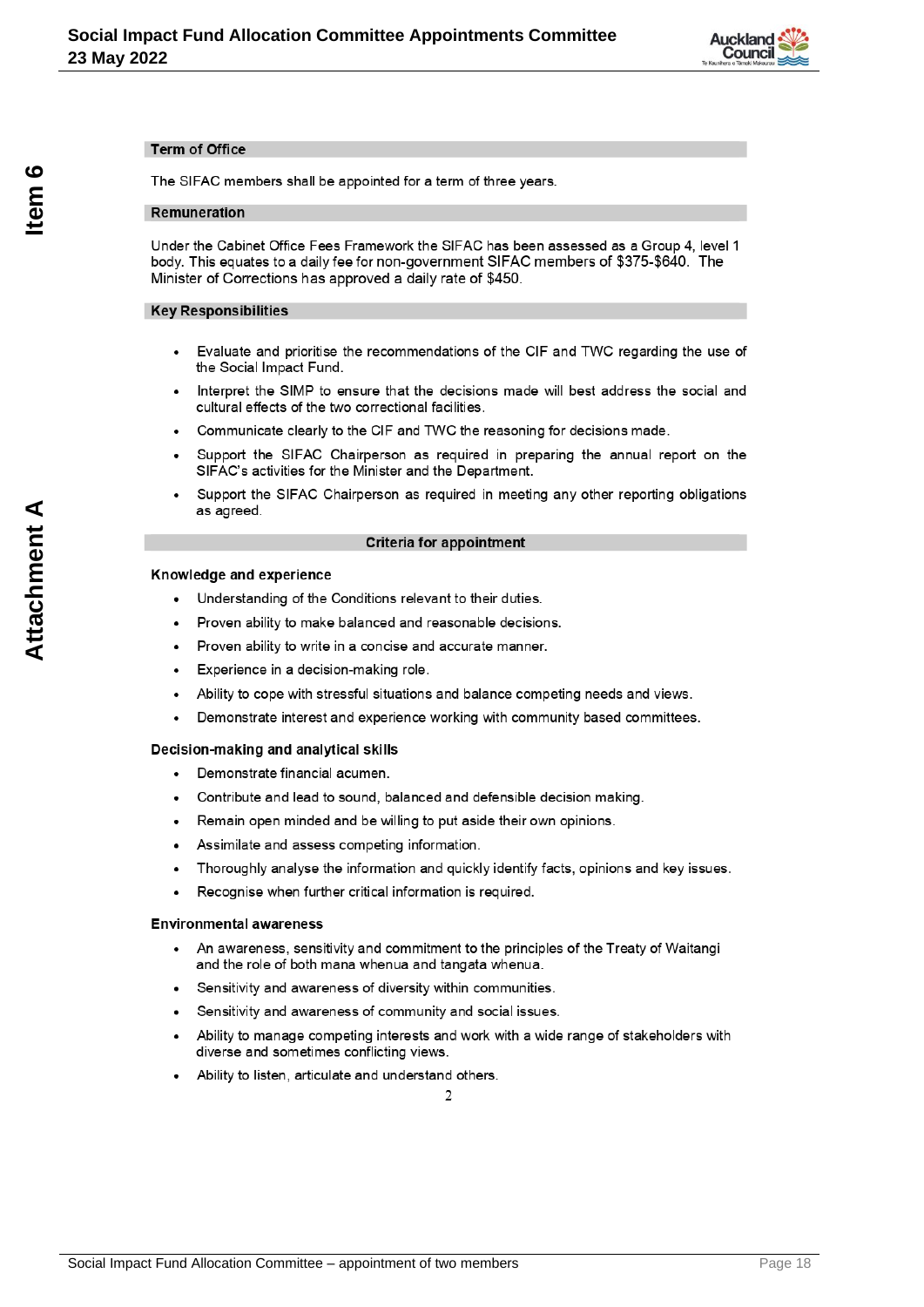## Term of Office

The SIFAC members shall be appointed for a term of three years.

## Remuneration

Under the Cabinet Office Fees Framework the SIFAC has been assessed as a Group 4, level 1 body. This equates to a daily fee for non-government SIFAC members of $375-$640. The Minister of Corrections has approved a daily rate of $450.

## Key Responsibilities

- Evaluate and prioritise the recommendations of the CIF and TWC regarding the use of the Social Impact Fund.
- Interpret the SIMP to ensure that the decisions made will best address the social and cultural effects of the two correctional facilities.
- Communicate clearly to the CIF and TWC the reasoning for decisions made.
- Support the SIFAC Chairperson as required in preparing the annual report on the SIFAC's activities for the Minister and the Department.
- Support the SIFAC Chairperson as required in meeting any other reporting obligations as agreed.

## Criteria for appointment

### Knowledge and experience

- Understanding of the Conditions relevant to their duties.
- Proven ability to make balanced and reasonable decisions.
- Proven ability to write in a concise and accurate manner.
- Experience in a decision-making role.
- Ability to cope with stressful situations and balance competing needs and views.
- Demonstrate interest and experience working with community based committees.

### Decision-making and analytical skills

- Demonstrate financial acumen.
- Contribute and lead to sound, balanced and defensible decision making.
- Remain open minded and be willing to put aside their own opinions.
- Assimilate and assess competing information.
- Thoroughly analyse the information and quickly identify facts, opinions and key issues.
- Recognise when further critical information is required.

### Environmental awareness

- An awareness, sensitivity and commitment to the principles of the Treaty of Waitangi and the role of both mana whenua and tangata whenua.
- Sensitivity and awareness of diversity within communities.
- Sensitivity and awareness of community and social issues.
- Ability to manage competing interests and work with a wide range of stakeholders with diverse and sometimes conflicting views.
- Ability to listen, articulate and understand others.